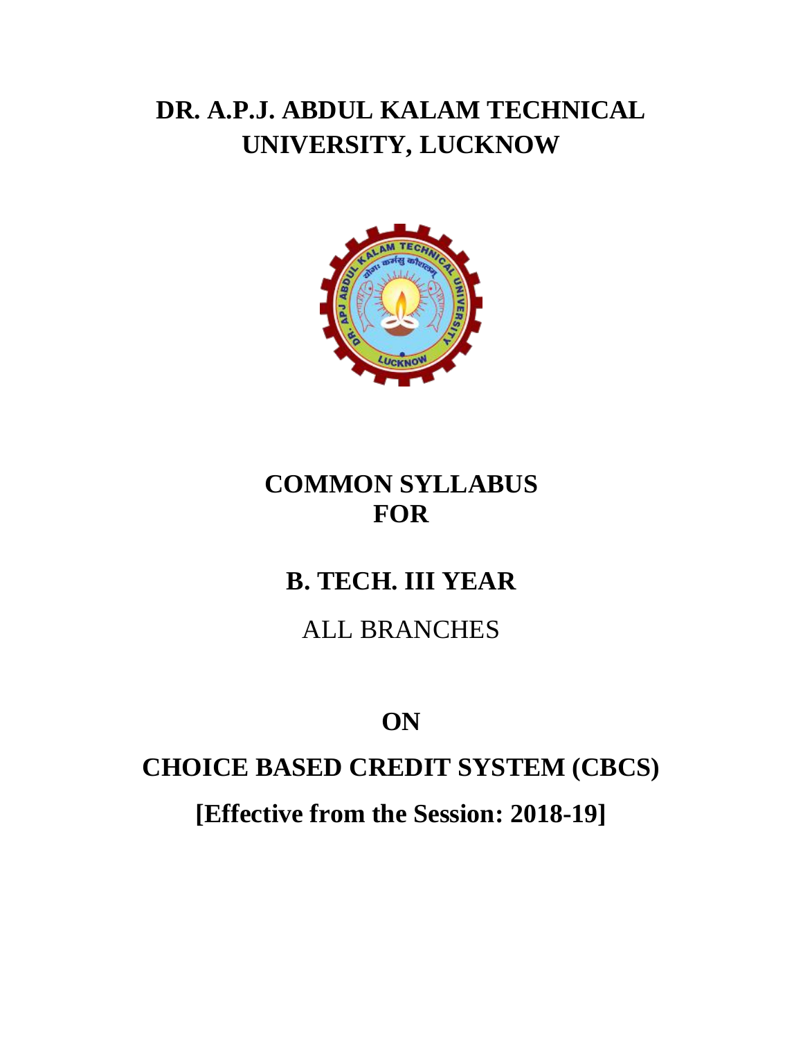# DR. A.P.J. ABDUL KALAM TECHNICAL UNIVERSITY, LUCKNOW

## COMMON SYLLABUS FOR

## B. TECH. III YEAR

ALL BRANCHES

## ON

## CHOICE BASED CREDIT SYSTEM (CBCS)

## [Effective from the Session: 2018-19]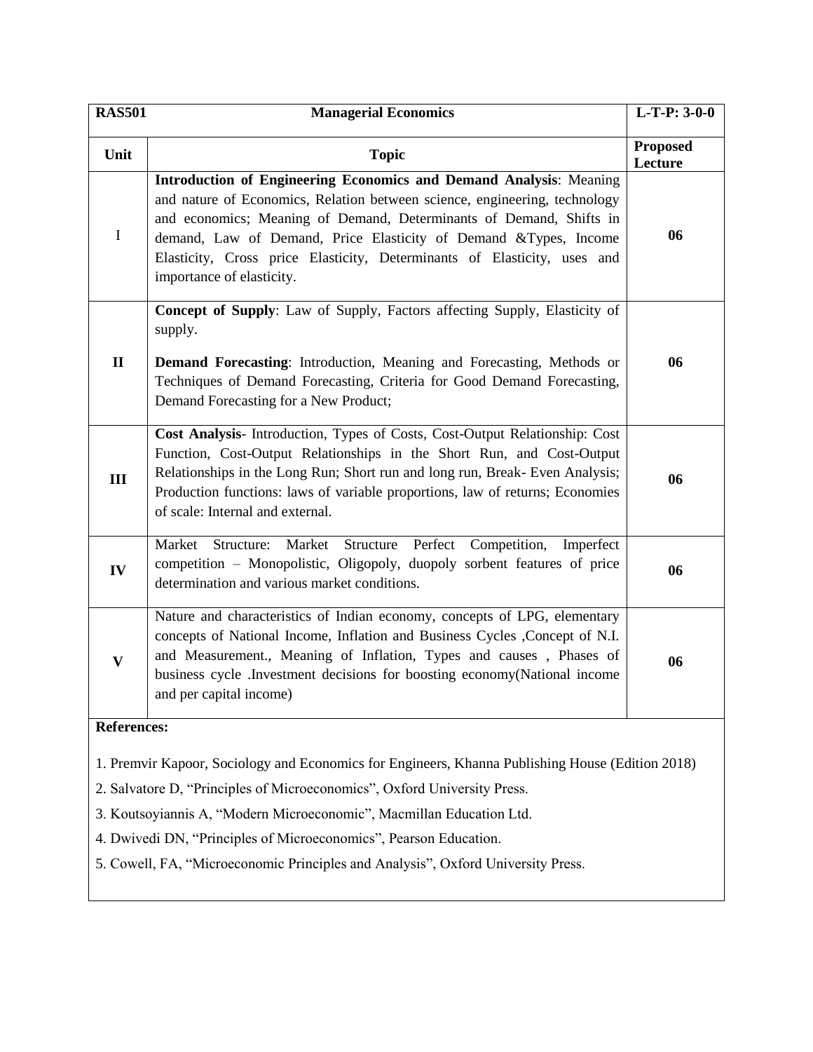| RAS501 | Managerial Economics | L-T-P: 3-0-0 |
|---|---|---|
| **Unit** | **Topic** | **Proposed Lecture** |
| I | **Introduction of Engineering Economics and Demand Analysis**: Meaning and nature of Economics, Relation between science, engineering, technology and economics; Meaning of Demand, Determinants of Demand, Shifts in demand, Law of Demand, Price Elasticity of Demand &Types, Income Elasticity, Cross price Elasticity, Determinants of Elasticity, uses and importance of elasticity. | **06** |
| **II** | **Concept of Supply**: Law of Supply, Factors affecting Supply, Elasticity of supply. **Demand Forecasting**: Introduction, Meaning and Forecasting, Methods or Techniques of Demand Forecasting, Criteria for Good Demand Forecasting, Demand Forecasting for a New Product; | **06** |
| **III** | **Cost Analysis**- Introduction, Types of Costs, Cost-Output Relationship: Cost Function, Cost-Output Relationships in the Short Run, and Cost-Output Relationships in the Long Run; Short run and long run, Break- Even Analysis; Production functions: laws of variable proportions, law of returns; Economies of scale: Internal and external. | **06** |
| **IV** | Market Structure: Market Structure Perfect Competition, Imperfect competition – Monopolistic, Oligopoly, duopoly sorbent features of price determination and various market conditions. | **06** |
| **V** | Nature and characteristics of Indian economy, concepts of LPG, elementary concepts of National Income, Inflation and Business Cycles ,Concept of N.I. and Measurement., Meaning of Inflation, Types and causes , Phases of business cycle .Investment decisions for boosting economy(National income and per capital income) | **06** |

**References:**

1. Premvir Kapoor, Sociology and Economics for Engineers, Khanna Publishing House (Edition 2018)
2. Salvatore D, "Principles of Microeconomics", Oxford University Press.
3. Koutsoyiannis A, "Modern Microeconomic", Macmillan Education Ltd.
4. Dwivedi DN, "Principles of Microeconomics", Pearson Education.
5. Cowell, FA, "Microeconomic Principles and Analysis", Oxford University Press.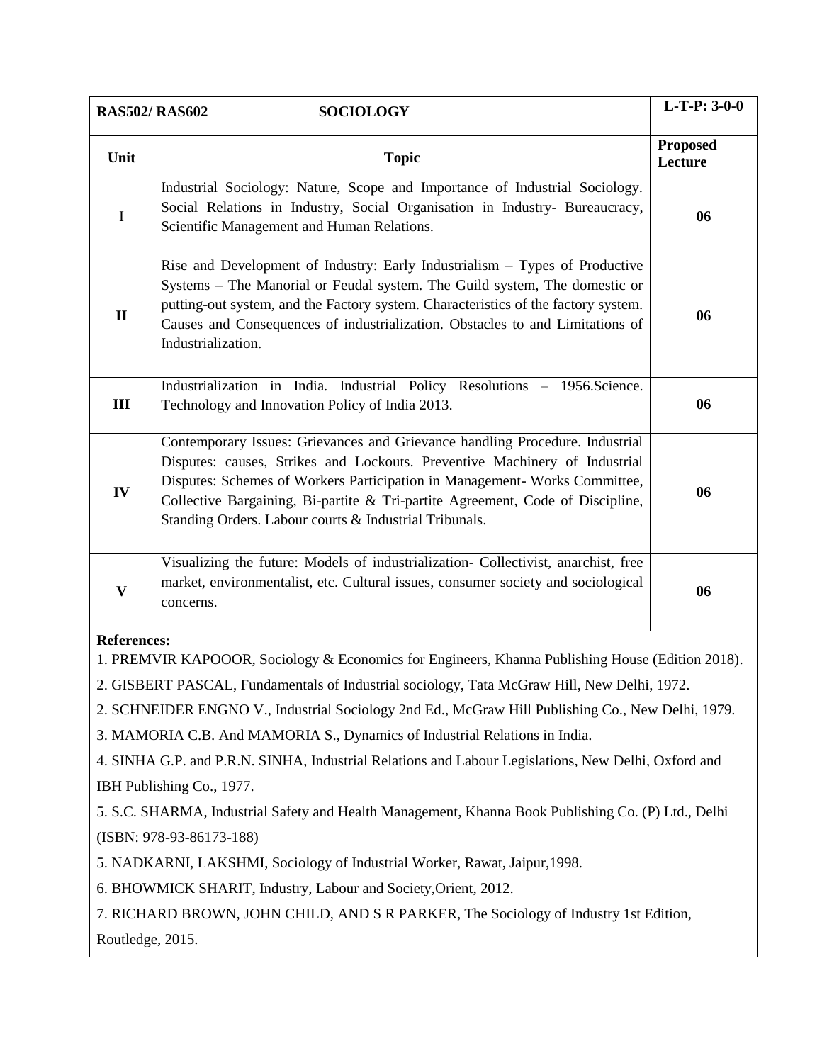| RAS502/ RAS602 SOCIOLOGY | L-T-P: 3-0-0 |
|---|---|

| Unit | Topic | Proposed Lecture |
|---|---|---|
| I | Industrial Sociology: Nature, Scope and Importance of Industrial Sociology. Social Relations in Industry, Social Organisation in Industry- Bureaucracy, Scientific Management and Human Relations. | 06 |
| II | Rise and Development of Industry: Early Industrialism – Types of Productive Systems – The Manorial or Feudal system. The Guild system, The domestic or putting-out system, and the Factory system. Characteristics of the factory system. Causes and Consequences of industrialization. Obstacles to and Limitations of Industrialization. | 06 |
| III | Industrialization in India. Industrial Policy Resolutions – 1956.Science. Technology and Innovation Policy of India 2013. | 06 |
| IV | Contemporary Issues: Grievances and Grievance handling Procedure. Industrial Disputes: causes, Strikes and Lockouts. Preventive Machinery of Industrial Disputes: Schemes of Workers Participation in Management- Works Committee, Collective Bargaining, Bi-partite & Tri-partite Agreement, Code of Discipline, Standing Orders. Labour courts & Industrial Tribunals. | 06 |
| V | Visualizing the future: Models of industrialization- Collectivist, anarchist, free market, environmentalist, etc. Cultural issues, consumer society and sociological concerns. | 06 |

**References:**

1. PREMVIR KAPOOOR, Sociology & Economics for Engineers, Khanna Publishing House (Edition 2018).
2. GISBERT PASCAL, Fundamentals of Industrial sociology, Tata McGraw Hill, New Delhi, 1972.
2. SCHNEIDER ENGNO V., Industrial Sociology 2nd Ed., McGraw Hill Publishing Co., New Delhi, 1979.
3. MAMORIA C.B. And MAMORIA S., Dynamics of Industrial Relations in India.
4. SINHA G.P. and P.R.N. SINHA, Industrial Relations and Labour Legislations, New Delhi, Oxford and IBH Publishing Co., 1977.
5. S.C. SHARMA, Industrial Safety and Health Management, Khanna Book Publishing Co. (P) Ltd., Delhi (ISBN: 978-93-86173-188)
5. NADKARNI, LAKSHMI, Sociology of Industrial Worker, Rawat, Jaipur,1998.
6. BHOWMICK SHARIT, Industry, Labour and Society,Orient, 2012.
7. RICHARD BROWN, JOHN CHILD, AND S R PARKER, The Sociology of Industry 1st Edition, Routledge, 2015.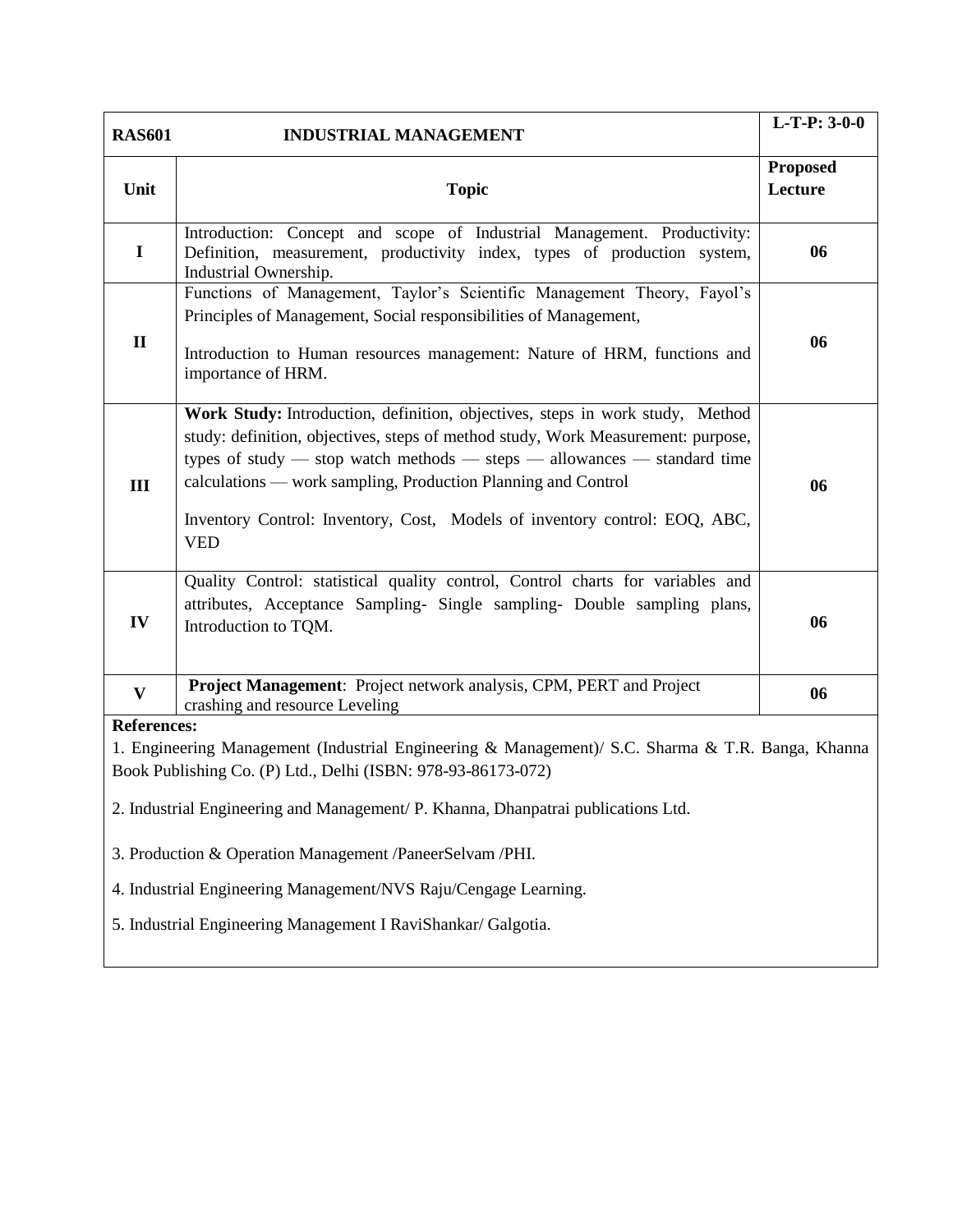| RAS601 | INDUSTRIAL MANAGEMENT | L-T-P: 3-0-0 |
|---|---|---|
| **Unit** | **Topic** | **Proposed Lecture** |
| **I** | Introduction: Concept and scope of Industrial Management. Productivity: Definition, measurement, productivity index, types of production system, Industrial Ownership. | **06** |
| **II** | Functions of Management, Taylor's Scientific Management Theory, Fayol's Principles of Management, Social responsibilities of Management,<br><br>Introduction to Human resources management: Nature of HRM, functions and importance of HRM. | **06** |
| **III** | **Work Study:** Introduction, definition, objectives, steps in work study, Method study: definition, objectives, steps of method study, Work Measurement: purpose, types of study — stop watch methods — steps — allowances — standard time calculations — work sampling, Production Planning and Control<br><br>Inventory Control: Inventory, Cost, Models of inventory control: EOQ, ABC, VED | **06** |
| **IV** | Quality Control: statistical quality control, Control charts for variables and attributes, Acceptance Sampling- Single sampling- Double sampling plans, Introduction to TQM. | **06** |
| **V** | **Project Management**: Project network analysis, CPM, PERT and Project crashing and resource Leveling | **06** |

**References:**

1. Engineering Management (Industrial Engineering & Management)/ S.C. Sharma & T.R. Banga, Khanna Book Publishing Co. (P) Ltd., Delhi (ISBN: 978-93-86173-072)

2. Industrial Engineering and Management/ P. Khanna, Dhanpatrai publications Ltd.

3. Production & Operation Management /PaneerSelvam /PHI.

4. Industrial Engineering Management/NVS Raju/Cengage Learning.

5. Industrial Engineering Management I RaviShankar/ Galgotia.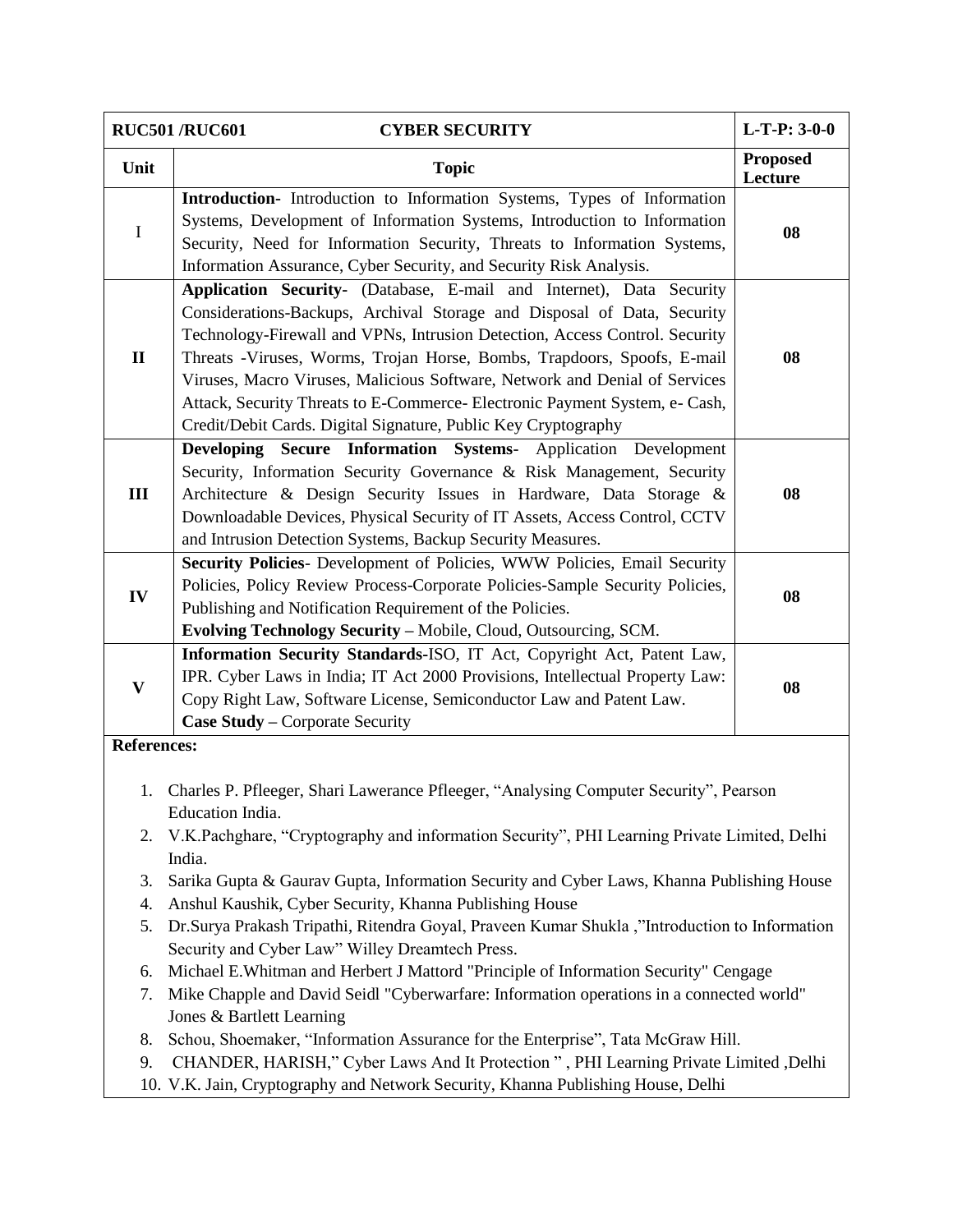| RUC501 /RUC601 | CYBER SECURITY | L-T-P: 3-0-0 |
|---|---|---|
| **Unit** | **Topic** | **Proposed Lecture** |
| I | **Introduction-** Introduction to Information Systems, Types of Information Systems, Development of Information Systems, Introduction to Information Security, Need for Information Security, Threats to Information Systems, Information Assurance, Cyber Security, and Security Risk Analysis. | **08** |
| **II** | **Application Security-** (Database, E-mail and Internet), Data Security Considerations-Backups, Archival Storage and Disposal of Data, Security Technology-Firewall and VPNs, Intrusion Detection, Access Control. Security Threats -Viruses, Worms, Trojan Horse, Bombs, Trapdoors, Spoofs, E-mail Viruses, Macro Viruses, Malicious Software, Network and Denial of Services Attack, Security Threats to E-Commerce- Electronic Payment System, e- Cash, Credit/Debit Cards. Digital Signature, Public Key Cryptography | **08** |
| **III** | **Developing Secure Information Systems-** Application Development Security, Information Security Governance & Risk Management, Security Architecture & Design Security Issues in Hardware, Data Storage & Downloadable Devices, Physical Security of IT Assets, Access Control, CCTV and Intrusion Detection Systems, Backup Security Measures. | **08** |
| **IV** | **Security Policies-** Development of Policies, WWW Policies, Email Security Policies, Policy Review Process-Corporate Policies-Sample Security Policies, Publishing and Notification Requirement of the Policies. **Evolving Technology Security –** Mobile, Cloud, Outsourcing, SCM. | **08** |
| **V** | **Information Security Standards-**ISO, IT Act, Copyright Act, Patent Law, IPR. Cyber Laws in India; IT Act 2000 Provisions, Intellectual Property Law: Copy Right Law, Software License, Semiconductor Law and Patent Law. **Case Study –** Corporate Security | **08** |

**References:**

1. Charles P. Pfleeger, Shari Lawerance Pfleeger, "Analysing Computer Security", Pearson Education India.
2. V.K.Pachghare, "Cryptography and information Security", PHI Learning Private Limited, Delhi India.
3. Sarika Gupta & Gaurav Gupta, Information Security and Cyber Laws, Khanna Publishing House
4. Anshul Kaushik, Cyber Security, Khanna Publishing House
5. Dr.Surya Prakash Tripathi, Ritendra Goyal, Praveen Kumar Shukla ,"Introduction to Information Security and Cyber Law" Willey Dreamtech Press.
6. Michael E.Whitman and Herbert J Mattord "Principle of Information Security" Cengage
7. Mike Chapple and David Seidl "Cyberwarfare: Information operations in a connected world" Jones & Bartlett Learning
8. Schou, Shoemaker, "Information Assurance for the Enterprise", Tata McGraw Hill.
9. CHANDER, HARISH," Cyber Laws And It Protection " , PHI Learning Private Limited ,Delhi
10. V.K. Jain, Cryptography and Network Security, Khanna Publishing House, Delhi